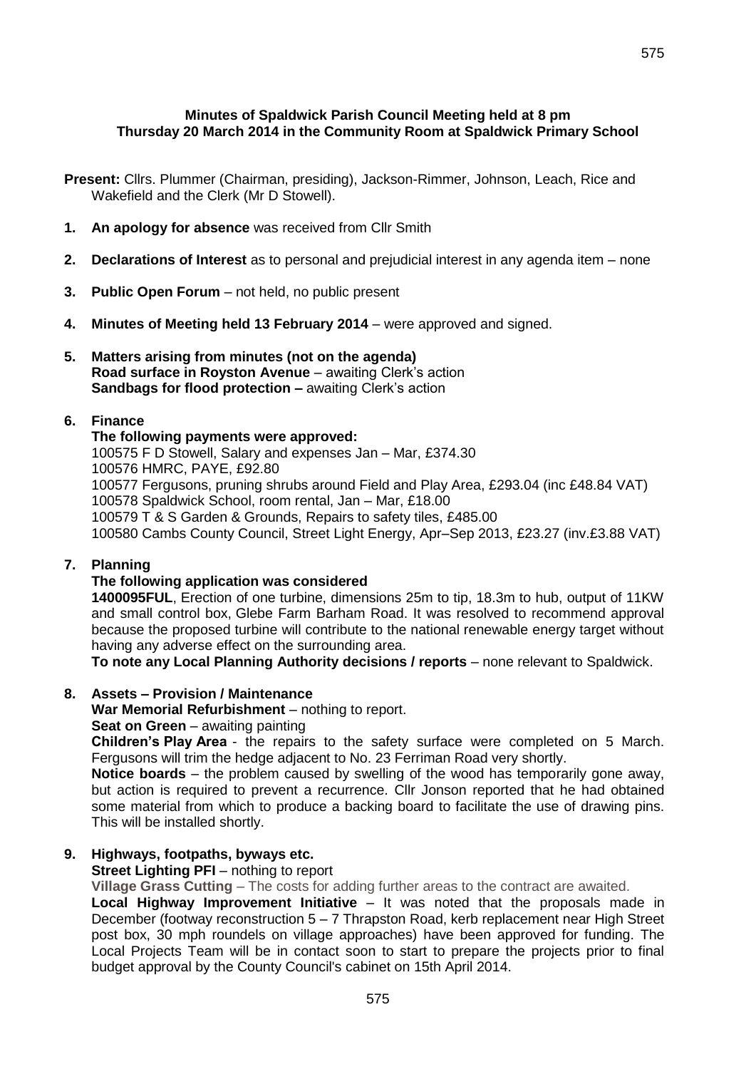**Minutes of Spaldwick Parish Council Meeting held at 8 pm**
**Thursday 20 March 2014 in the Community Room at Spaldwick Primary School**

**Present:** Cllrs. Plummer (Chairman, presiding), Jackson-Rimmer, Johnson, Leach, Rice and Wakefield and the Clerk (Mr D Stowell).

1. **An apology for absence** was received from Cllr Smith

2. **Declarations of Interest** as to personal and prejudicial interest in any agenda item – none

3. **Public Open Forum** – not held, no public present

4. **Minutes of Meeting held 13 February 2014** – were approved and signed.

5. **Matters arising from minutes (not on the agenda)**
   **Road surface in Royston Avenue** – awaiting Clerk's action
   **Sandbags for flood protection –** awaiting Clerk's action

6. **Finance**
   **The following payments were approved:**
   100575 F D Stowell, Salary and expenses Jan – Mar, £374.30
   100576 HMRC, PAYE, £92.80
   100577 Fergusons, pruning shrubs around Field and Play Area, £293.04 (inc £48.84 VAT)
   100578 Spaldwick School, room rental, Jan – Mar, £18.00
   100579 T & S Garden & Grounds, Repairs to safety tiles, £485.00
   100580 Cambs County Council, Street Light Energy, Apr–Sep 2013, £23.27 (inv.£3.88 VAT)

7. **Planning**
   **The following application was considered**
   **1400095FUL**, Erection of one turbine, dimensions 25m to tip, 18.3m to hub, output of 11KW and small control box, Glebe Farm Barham Road. It was resolved to recommend approval because the proposed turbine will contribute to the national renewable energy target without having any adverse effect on the surrounding area.
   **To note any Local Planning Authority decisions / reports** – none relevant to Spaldwick.

8. **Assets – Provision / Maintenance**
   **War Memorial Refurbishment** – nothing to report.
   **Seat on Green** – awaiting painting
   **Children's Play Area** - the repairs to the safety surface were completed on 5 March. Fergusons will trim the hedge adjacent to No. 23 Ferriman Road very shortly.
   **Notice boards** – the problem caused by swelling of the wood has temporarily gone away, but action is required to prevent a recurrence. Cllr Jonson reported that he had obtained some material from which to produce a backing board to facilitate the use of drawing pins. This will be installed shortly.

9. **Highways, footpaths, byways etc.**
   **Street Lighting PFI** – nothing to report
   **Village Grass Cutting** – The costs for adding further areas to the contract are awaited.
   **Local Highway Improvement Initiative** – It was noted that the proposals made in December (footway reconstruction 5 – 7 Thrapston Road, kerb replacement near High Street post box, 30 mph roundels on village approaches) have been approved for funding. The Local Projects Team will be in contact soon to start to prepare the projects prior to final budget approval by the County Council's cabinet on 15th April 2014.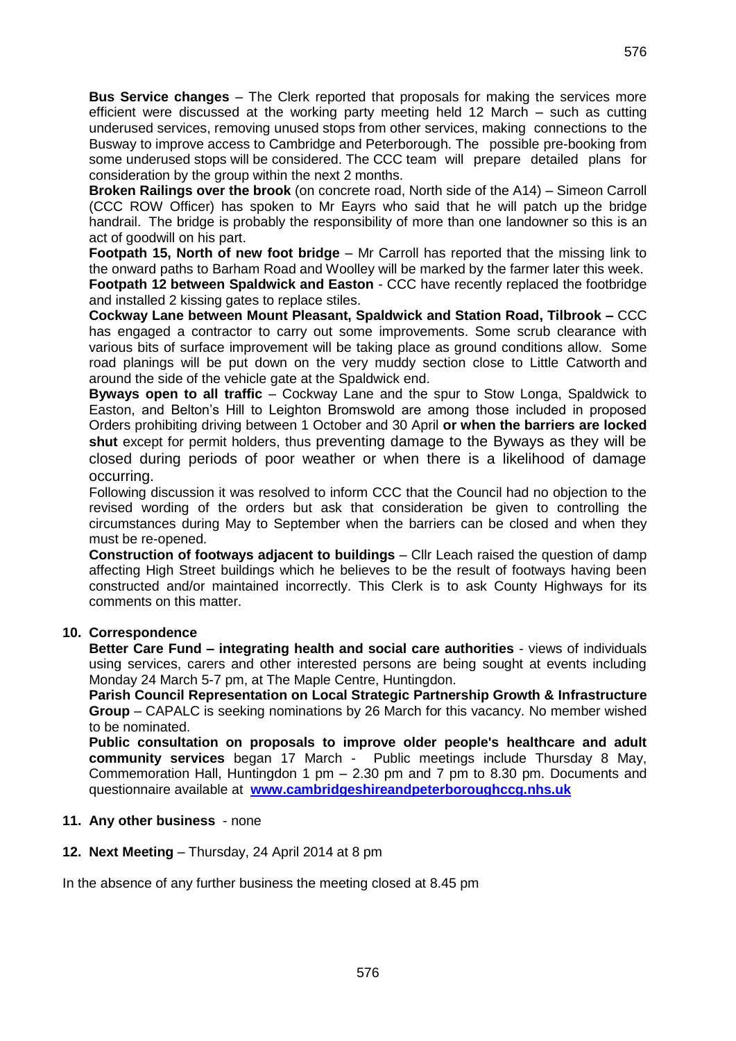**Bus Service changes** – The Clerk reported that proposals for making the services more efficient were discussed at the working party meeting held 12 March – such as cutting underused services, removing unused stops from other services, making connections to the Busway to improve access to Cambridge and Peterborough. The possible pre-booking from some underused stops will be considered. The CCC team will prepare detailed plans for consideration by the group within the next 2 months.

**Broken Railings over the brook** (on concrete road, North side of the A14) – Simeon Carroll (CCC ROW Officer) has spoken to Mr Eayrs who said that he will patch up the bridge handrail. The bridge is probably the responsibility of more than one landowner so this is an act of goodwill on his part.

**Footpath 15, North of new foot bridge** – Mr Carroll has reported that the missing link to the onward paths to Barham Road and Woolley will be marked by the farmer later this week.

**Footpath 12 between Spaldwick and Easton** - CCC have recently replaced the footbridge and installed 2 kissing gates to replace stiles.

**Cockway Lane between Mount Pleasant, Spaldwick and Station Road, Tilbrook –** CCC has engaged a contractor to carry out some improvements. Some scrub clearance with various bits of surface improvement will be taking place as ground conditions allow. Some road planings will be put down on the very muddy section close to Little Catworth and around the side of the vehicle gate at the Spaldwick end.

**Byways open to all traffic** – Cockway Lane and the spur to Stow Longa, Spaldwick to Easton, and Belton's Hill to Leighton Bromswold are among those included in proposed Orders prohibiting driving between 1 October and 30 April **or when the barriers are locked shut** except for permit holders, thus preventing damage to the Byways as they will be closed during periods of poor weather or when there is a likelihood of damage occurring.

Following discussion it was resolved to inform CCC that the Council had no objection to the revised wording of the orders but ask that consideration be given to controlling the circumstances during May to September when the barriers can be closed and when they must be re-opened.

**Construction of footways adjacent to buildings** – Cllr Leach raised the question of damp affecting High Street buildings which he believes to be the result of footways having been constructed and/or maintained incorrectly. This Clerk is to ask County Highways for its comments on this matter.

**10. Correspondence**

**Better Care Fund – integrating health and social care authorities** - views of individuals using services, carers and other interested persons are being sought at events including Monday 24 March 5-7 pm, at The Maple Centre, Huntingdon.

**Parish Council Representation on Local Strategic Partnership Growth & Infrastructure Group** – CAPALC is seeking nominations by 26 March for this vacancy. No member wished to be nominated.

**Public consultation on proposals to improve older people's healthcare and adult community services** began 17 March - Public meetings include Thursday 8 May, Commemoration Hall, Huntingdon 1 pm – 2.30 pm and 7 pm to 8.30 pm. Documents and questionnaire available at **www.cambridgeshireandpeterboroughccg.nhs.uk**

**11. Any other business** - none

**12. Next Meeting** – Thursday, 24 April 2014 at 8 pm

In the absence of any further business the meeting closed at 8.45 pm